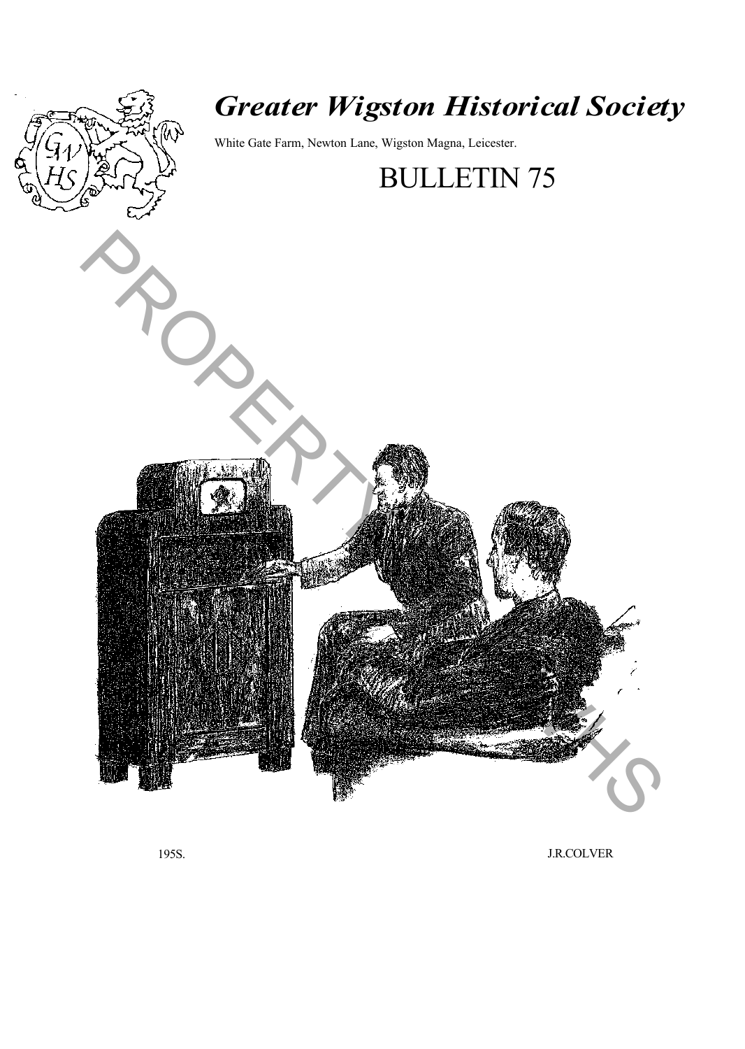# *Greater Wigston Historical Society*

White Gate Farm, Newton Lane, Wigston Magna, Leicester.

BULLETIN 75

195S. J.R.COLVER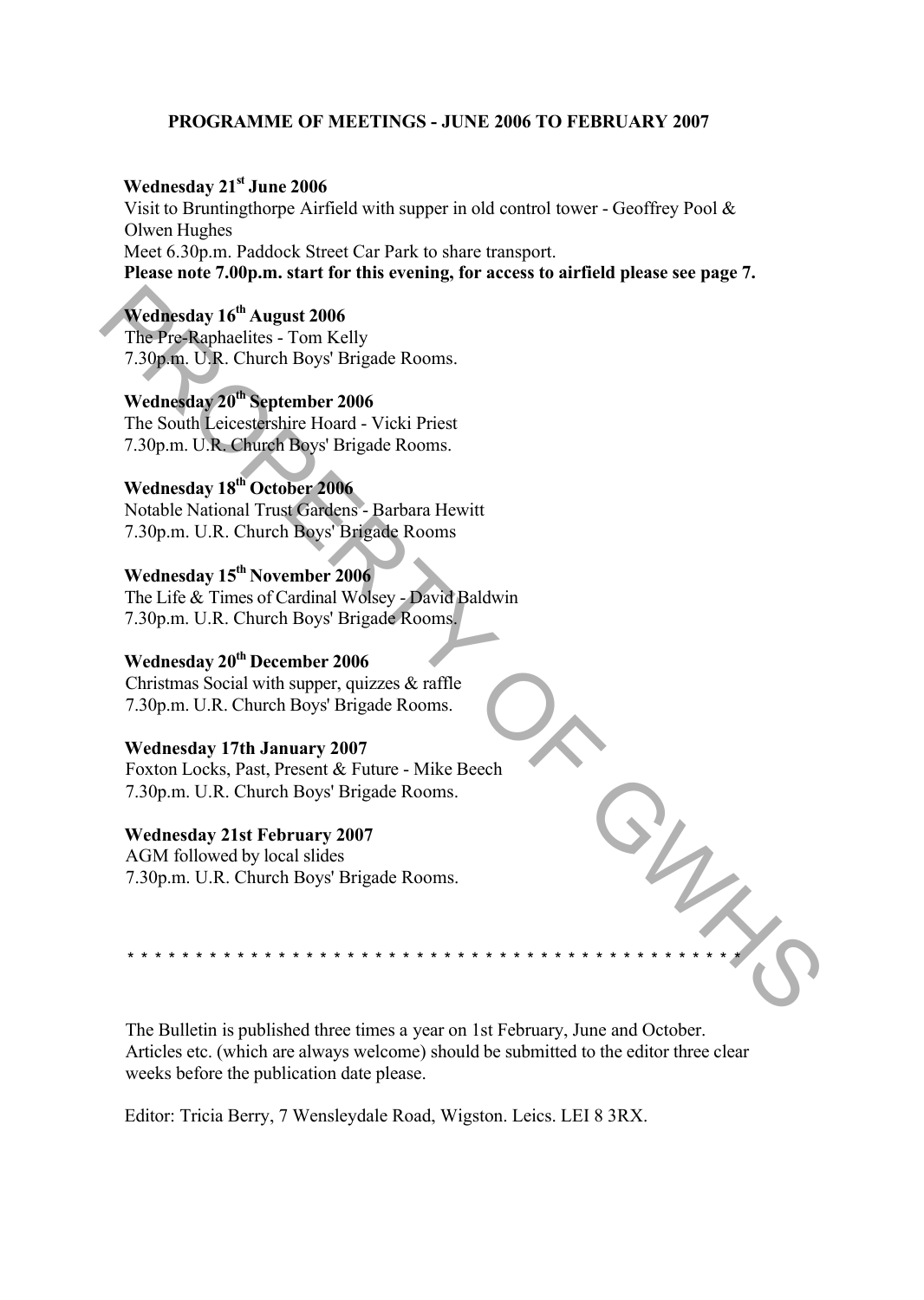## PROGRAMME OF MEETINGS - JUNE 2006 TO FEBRUARY 2007

**Wednesday 21st June 2006**
Visit to Bruntingthorpe Airfield with supper in old control tower - Geoffrey Pool & Olwen Hughes
Meet 6.30p.m. Paddock Street Car Park to share transport.
**Please note 7.00p.m. start for this evening, for access to airfield please see page 7.**

**Wednesday 16th August 2006**
The Pre-Raphaelites - Tom Kelly
7.30p.m. U.R. Church Boys' Brigade Rooms.

**Wednesday 20th September 2006**
The South Leicestershire Hoard - Vicki Priest
7.30p.m. U.R. Church Boys' Brigade Rooms.

**Wednesday 18th October 2006**
Notable National Trust Gardens - Barbara Hewitt
7.30p.m. U.R. Church Boys' Brigade Rooms

**Wednesday 15th November 2006**
The Life & Times of Cardinal Wolsey - David Baldwin
7.30p.m. U.R. Church Boys' Brigade Rooms.

**Wednesday 20th December 2006**
Christmas Social with supper, quizzes & raffle
7.30p.m. U.R. Church Boys' Brigade Rooms.

**Wednesday 17th January 2007**
Foxton Locks, Past, Present & Future - Mike Beech
7.30p.m. U.R. Church Boys' Brigade Rooms.

**Wednesday 21st February 2007**
AGM followed by local slides
7.30p.m. U.R. Church Boys' Brigade Rooms.

* * * * * * * * * * * * * * * * * * * * * * * * * * * * * * * * * * * * * * * * * * * * * * *

The Bulletin is published three times a year on 1st February, June and October. Articles etc. (which are always welcome) should be submitted to the editor three clear weeks before the publication date please.

Editor: Tricia Berry, 7 Wensleydale Road, Wigston. Leics. LEI 8 3RX.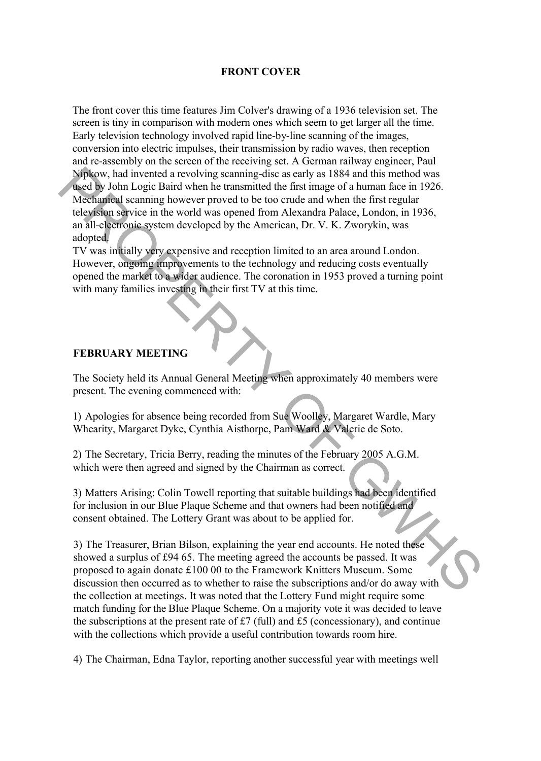## FRONT COVER

The front cover this time features Jim Colver's drawing of a 1936 television set. The screen is tiny in comparison with modern ones which seem to get larger all the time. Early television technology involved rapid line-by-line scanning of the images, conversion into electric impulses, their transmission by radio waves, then reception and re-assembly on the screen of the receiving set. A German railway engineer, Paul Nipkow, had invented a revolving scanning-disc as early as 1884 and this method was used by John Logic Baird when he transmitted the first image of a human face in 1926. Mechanical scanning however proved to be too crude and when the first regular television service in the world was opened from Alexandra Palace, London, in 1936, an all-electronic system developed by the American, Dr. V. K. Zworykin, was adopted.
TV was initially very expensive and reception limited to an area around London. However, ongoing improvements to the technology and reducing costs eventually opened the market to a wider audience. The coronation in 1953 proved a turning point with many families investing in their first TV at this time.

## FEBRUARY MEETING

The Society held its Annual General Meeting when approximately 40 members were present. The evening commenced with:

1) Apologies for absence being recorded from Sue Woolley, Margaret Wardle, Mary Whearity, Margaret Dyke, Cynthia Aisthorpe, Pam Ward & Valerie de Soto.

2) The Secretary, Tricia Berry, reading the minutes of the February 2005 A.G.M. which were then agreed and signed by the Chairman as correct.

3) Matters Arising: Colin Towell reporting that suitable buildings had been identified for inclusion in our Blue Plaque Scheme and that owners had been notified and consent obtained. The Lottery Grant was about to be applied for.

3) The Treasurer, Brian Bilson, explaining the year end accounts. He noted these showed a surplus of £94 65. The meeting agreed the accounts be passed. It was proposed to again donate £100 00 to the Framework Knitters Museum. Some discussion then occurred as to whether to raise the subscriptions and/or do away with the collection at meetings. It was noted that the Lottery Fund might require some match funding for the Blue Plaque Scheme. On a majority vote it was decided to leave the subscriptions at the present rate of £7 (full) and £5 (concessionary), and continue with the collections which provide a useful contribution towards room hire.

4) The Chairman, Edna Taylor, reporting another successful year with meetings well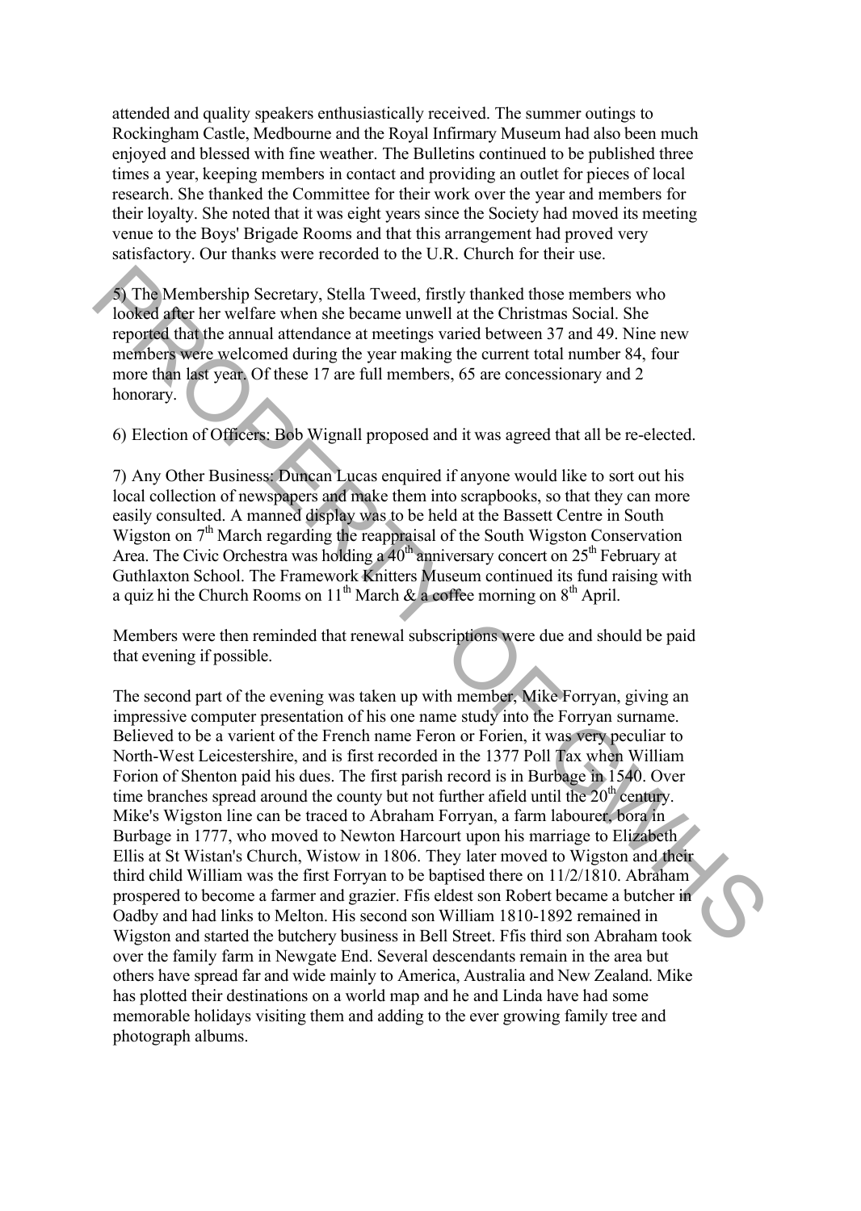attended and quality speakers enthusiastically received. The summer outings to Rockingham Castle, Medbourne and the Royal Infirmary Museum had also been much enjoyed and blessed with fine weather. The Bulletins continued to be published three times a year, keeping members in contact and providing an outlet for pieces of local research. She thanked the Committee for their work over the year and members for their loyalty. She noted that it was eight years since the Society had moved its meeting venue to the Boys' Brigade Rooms and that this arrangement had proved very satisfactory. Our thanks were recorded to the U.R. Church for their use.

5) The Membership Secretary, Stella Tweed, firstly thanked those members who looked after her welfare when she became unwell at the Christmas Social. She reported that the annual attendance at meetings varied between 37 and 49. Nine new members were welcomed during the year making the current total number 84, four more than last year. Of these 17 are full members, 65 are concessionary and 2 honorary.

6) Election of Officers: Bob Wignall proposed and it was agreed that all be re-elected.

7) Any Other Business: Duncan Lucas enquired if anyone would like to sort out his local collection of newspapers and make them into scrapbooks, so that they can more easily consulted. A manned display was to be held at the Bassett Centre in South Wigston on 7th March regarding the reappraisal of the South Wigston Conservation Area. The Civic Orchestra was holding a 40th anniversary concert on 25th February at Guthlaxton School. The Framework Knitters Museum continued its fund raising with a quiz hi the Church Rooms on 11th March & a coffee morning on 8th April.

Members were then reminded that renewal subscriptions were due and should be paid that evening if possible.

The second part of the evening was taken up with member, Mike Forryan, giving an impressive computer presentation of his one name study into the Forryan surname. Believed to be a varient of the French name Feron or Forien, it was very peculiar to North-West Leicestershire, and is first recorded in the 1377 Poll Tax when William Forion of Shenton paid his dues. The first parish record is in Burbage in 1540. Over time branches spread around the county but not further afield until the 20th century. Mike's Wigston line can be traced to Abraham Forryan, a farm labourer, bora in Burbage in 1777, who moved to Newton Harcourt upon his marriage to Elizabeth Ellis at St Wistan's Church, Wistow in 1806. They later moved to Wigston and their third child William was the first Forryan to be baptised there on 11/2/1810. Abraham prospered to become a farmer and grazier. Ffis eldest son Robert became a butcher in Oadby and had links to Melton. His second son William 1810-1892 remained in Wigston and started the butchery business in Bell Street. Ffis third son Abraham took over the family farm in Newgate End. Several descendants remain in the area but others have spread far and wide mainly to America, Australia and New Zealand. Mike has plotted their destinations on a world map and he and Linda have had some memorable holidays visiting them and adding to the ever growing family tree and photograph albums.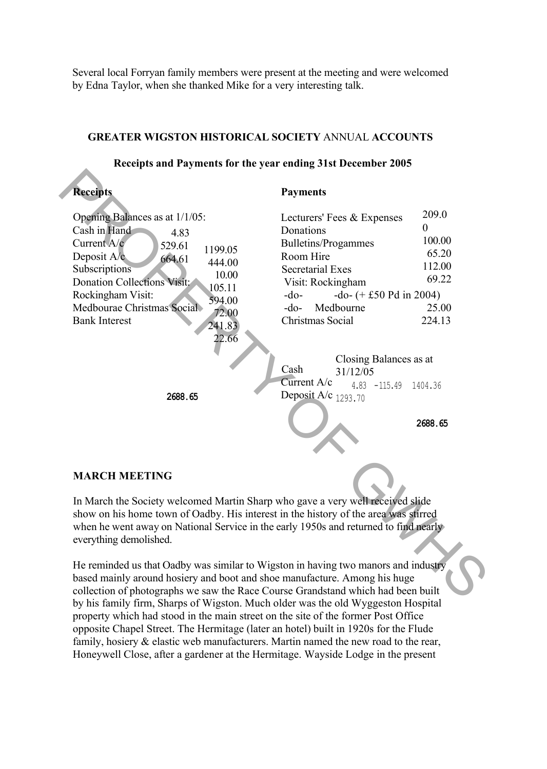Several local Forryan family members were present at the meeting and were welcomed by Edna Taylor, when she thanked Mike for a very interesting talk.

**GREATER WIGSTON HISTORICAL SOCIETY** ANNUAL **ACCOUNTS**

**Receipts and Payments for the year ending 31st December 2005**

**Receipts**

| | | |
|---|---|---|
| Opening Balances as at 1/1/05: | | |
| Cash in Hand | 4.83 | |
| Current A/c | 529.61 | |
| Deposit A/c | 664.61 | 1199.05 |
| Subscriptions | | 444.00 |
| Donation Collections Visit: | | 10.00 |
| Rockingham Visit: | | 105.11 |
| Medbourae Christmas Social | | 594.00 |
| Bank Interest | | 72.00 |
| | | 241.83 |
| | | 22.66 |
| | | 2688.65 |

**Payments**

| | |
|---|---|
| Lecturers' Fees & Expenses | 209.0 |
| Donations | 0 |
| Bulletins/Progammes | 100.00 |
| Room Hire | 65.20 |
| Secretarial Exes | 112.00 |
| Visit: Rockingham | 69.22 |
| -do- -do- (+ £50 Pd in 2004) | |
| -do- Medbourne | 25.00 |
| Christmas Social | 224.13 |

Closing Balances as at 31/12/05

| | |
|---|---|
| Cash | 4.83 |
| Current A/c | -115.49 |
| Deposit A/c | 1404.36 |
| | 1293.70 |
| | 2688.65 |

**MARCH MEETING**

In March the Society welcomed Martin Sharp who gave a very well received slide show on his home town of Oadby. His interest in the history of the area was stirred when he went away on National Service in the early 1950s and returned to find nearly everything demolished.

He reminded us that Oadby was similar to Wigston in having two manors and industry based mainly around hosiery and boot and shoe manufacture. Among his huge collection of photographs we saw the Race Course Grandstand which had been built by his family firm, Sharps of Wigston. Much older was the old Wyggeston Hospital property which had stood in the main street on the site of the former Post Office opposite Chapel Street. The Hermitage (later an hotel) built in 1920s for the Flude family, hosiery & elastic web manufacturers. Martin named the new road to the rear, Honeywell Close, after a gardener at the Hermitage. Wayside Lodge in the present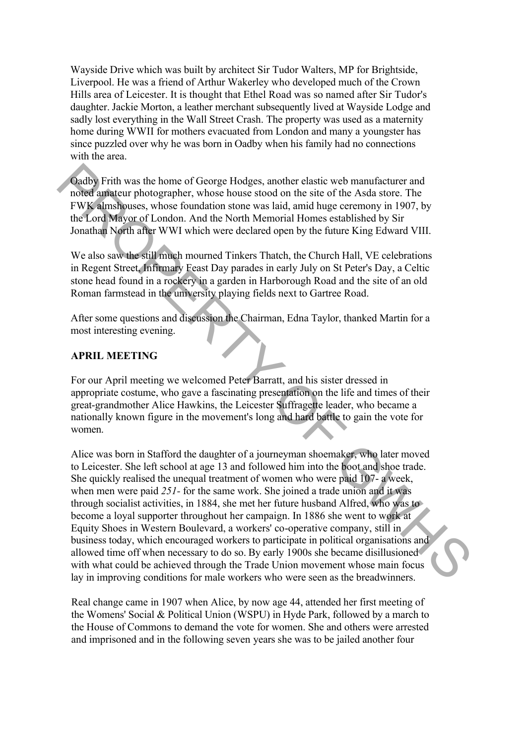Wayside Drive which was built by architect Sir Tudor Walters, MP for Brightside, Liverpool. He was a friend of Arthur Wakerley who developed much of the Crown Hills area of Leicester. It is thought that Ethel Road was so named after Sir Tudor's daughter. Jackie Morton, a leather merchant subsequently lived at Wayside Lodge and sadly lost everything in the Wall Street Crash. The property was used as a maternity home during WWII for mothers evacuated from London and many a youngster has since puzzled over why he was born in Oadby when his family had no connections with the area.

Oadby Frith was the home of George Hodges, another elastic web manufacturer and noted amateur photographer, whose house stood on the site of the Asda store. The FWK almshouses, whose foundation stone was laid, amid huge ceremony in 1907, by the Lord Mayor of London. And the North Memorial Homes established by Sir Jonathan North after WWI which were declared open by the future King Edward VIII.

We also saw the still much mourned Tinkers Thatch, the Church Hall, VE celebrations in Regent Street, Infirmary Feast Day parades in early July on St Peter's Day, a Celtic stone head found in a rockery in a garden in Harborough Road and the site of an old Roman farmstead in the university playing fields next to Gartree Road.

After some questions and discussion the Chairman, Edna Taylor, thanked Martin for a most interesting evening.

**APRIL MEETING**

For our April meeting we welcomed Peter Barratt, and his sister dressed in appropriate costume, who gave a fascinating presentation on the life and times of their great-grandmother Alice Hawkins, the Leicester Suffragette leader, who became a nationally known figure in the movement's long and hard battle to gain the vote for women.

Alice was born in Stafford the daughter of a journeyman shoemaker, who later moved to Leicester. She left school at age 13 and followed him into the boot and shoe trade. She quickly realised the unequal treatment of women who were paid 107- a week, when men were paid *251-* for the same work. She joined a trade union and it was through socialist activities, in 1884, she met her future husband Alfred, who was to become a loyal supporter throughout her campaign. In 1886 she went to work at Equity Shoes in Western Boulevard, a workers' co-operative company, still in business today, which encouraged workers to participate in political organisations and allowed time off when necessary to do so. By early 1900s she became disillusioned with what could be achieved through the Trade Union movement whose main focus lay in improving conditions for male workers who were seen as the breadwinners.

Real change came in 1907 when Alice, by now age 44, attended her first meeting of the Womens' Social & Political Union (WSPU) in Hyde Park, followed by a march to the House of Commons to demand the vote for women. She and others were arrested and imprisoned and in the following seven years she was to be jailed another four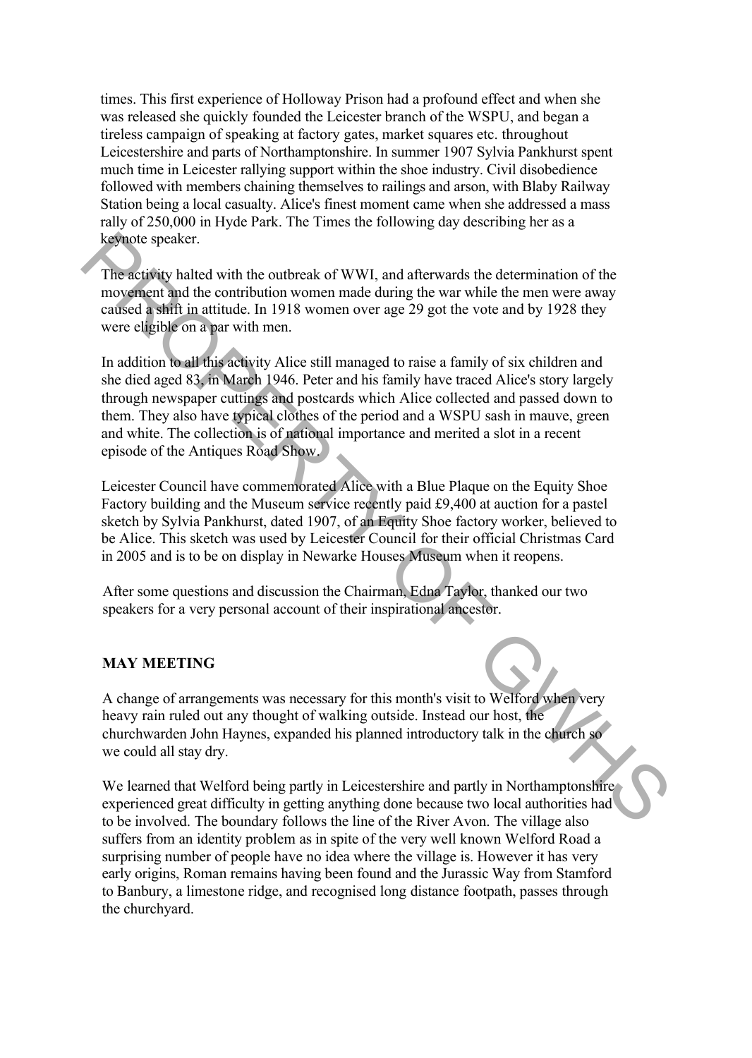times. This first experience of Holloway Prison had a profound effect and when she was released she quickly founded the Leicester branch of the WSPU, and began a tireless campaign of speaking at factory gates, market squares etc. throughout Leicestershire and parts of Northamptonshire. In summer 1907 Sylvia Pankhurst spent much time in Leicester rallying support within the shoe industry. Civil disobedience followed with members chaining themselves to railings and arson, with Blaby Railway Station being a local casualty. Alice's finest moment came when she addressed a mass rally of 250,000 in Hyde Park. The Times the following day describing her as a keynote speaker.

The activity halted with the outbreak of WWI, and afterwards the determination of the movement and the contribution women made during the war while the men were away caused a shift in attitude. In 1918 women over age 29 got the vote and by 1928 they were eligible on a par with men.

In addition to all this activity Alice still managed to raise a family of six children and she died aged 83, in March 1946. Peter and his family have traced Alice's story largely through newspaper cuttings and postcards which Alice collected and passed down to them. They also have typical clothes of the period and a WSPU sash in mauve, green and white. The collection is of national importance and merited a slot in a recent episode of the Antiques Road Show.

Leicester Council have commemorated Alice with a Blue Plaque on the Equity Shoe Factory building and the Museum service recently paid £9,400 at auction for a pastel sketch by Sylvia Pankhurst, dated 1907, of an Equity Shoe factory worker, believed to be Alice. This sketch was used by Leicester Council for their official Christmas Card in 2005 and is to be on display in Newarke Houses Museum when it reopens.

After some questions and discussion the Chairman, Edna Taylor, thanked our two speakers for a very personal account of their inspirational ancestor.

**MAY MEETING**

A change of arrangements was necessary for this month's visit to Welford when very heavy rain ruled out any thought of walking outside. Instead our host, the churchwarden John Haynes, expanded his planned introductory talk in the church so we could all stay dry.

We learned that Welford being partly in Leicestershire and partly in Northamptonshire experienced great difficulty in getting anything done because two local authorities had to be involved. The boundary follows the line of the River Avon. The village also suffers from an identity problem as in spite of the very well known Welford Road a surprising number of people have no idea where the village is. However it has very early origins, Roman remains having been found and the Jurassic Way from Stamford to Banbury, a limestone ridge, and recognised long distance footpath, passes through the churchyard.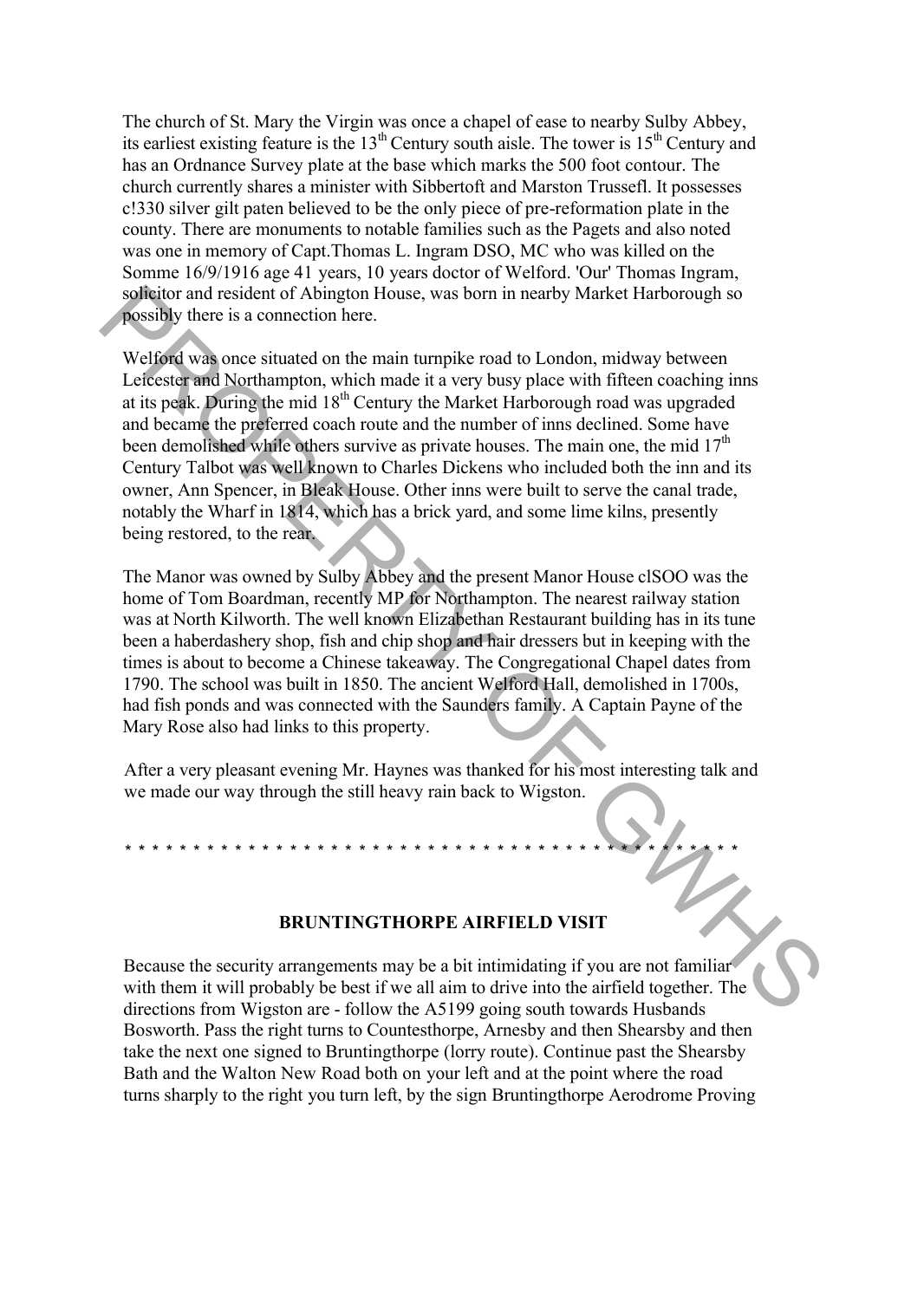The church of St. Mary the Virgin was once a chapel of ease to nearby Sulby Abbey, its earliest existing feature is the 13th Century south aisle. The tower is 15th Century and has an Ordnance Survey plate at the base which marks the 500 foot contour. The church currently shares a minister with Sibbertoft and Marston Trussefl. It possesses c!330 silver gilt paten believed to be the only piece of pre-reformation plate in the county. There are monuments to notable families such as the Pagets and also noted was one in memory of Capt.Thomas L. Ingram DSO, MC who was killed on the Somme 16/9/1916 age 41 years, 10 years doctor of Welford. 'Our' Thomas Ingram, solicitor and resident of Abington House, was born in nearby Market Harborough so possibly there is a connection here.

Welford was once situated on the main turnpike road to London, midway between Leicester and Northampton, which made it a very busy place with fifteen coaching inns at its peak. During the mid 18th Century the Market Harborough road was upgraded and became the preferred coach route and the number of inns declined. Some have been demolished while others survive as private houses. The main one, the mid 17th Century Talbot was well known to Charles Dickens who included both the inn and its owner, Ann Spencer, in Bleak House. Other inns were built to serve the canal trade, notably the Wharf in 1814, which has a brick yard, and some lime kilns, presently being restored, to the rear.

The Manor was owned by Sulby Abbey and the present Manor House clSOO was the home of Tom Boardman, recently MP for Northampton. The nearest railway station was at North Kilworth. The well known Elizabethan Restaurant building has in its tune been a haberdashery shop, fish and chip shop and hair dressers but in keeping with the times is about to become a Chinese takeaway. The Congregational Chapel dates from 1790. The school was built in 1850. The ancient Welford Hall, demolished in 1700s, had fish ponds and was connected with the Saunders family. A Captain Payne of the Mary Rose also had links to this property.

After a very pleasant evening Mr. Haynes was thanked for his most interesting talk and we made our way through the still heavy rain back to Wigston.

* * * * * * * * * * * * * * * * * * * * * * * * * * * * * * * * * * * * * * * * * * * * * * * * * *

## BRUNTINGTHORPE AIRFIELD VISIT

Because the security arrangements may be a bit intimidating if you are not familiar with them it will probably be best if we all aim to drive into the airfield together. The directions from Wigston are - follow the A5199 going south towards Husbands Bosworth. Pass the right turns to Countesthorpe, Arnesby and then Shearsby and then take the next one signed to Bruntingthorpe (lorry route). Continue past the Shearsby Bath and the Walton New Road both on your left and at the point where the road turns sharply to the right you turn left, by the sign Bruntingthorpe Aerodrome Proving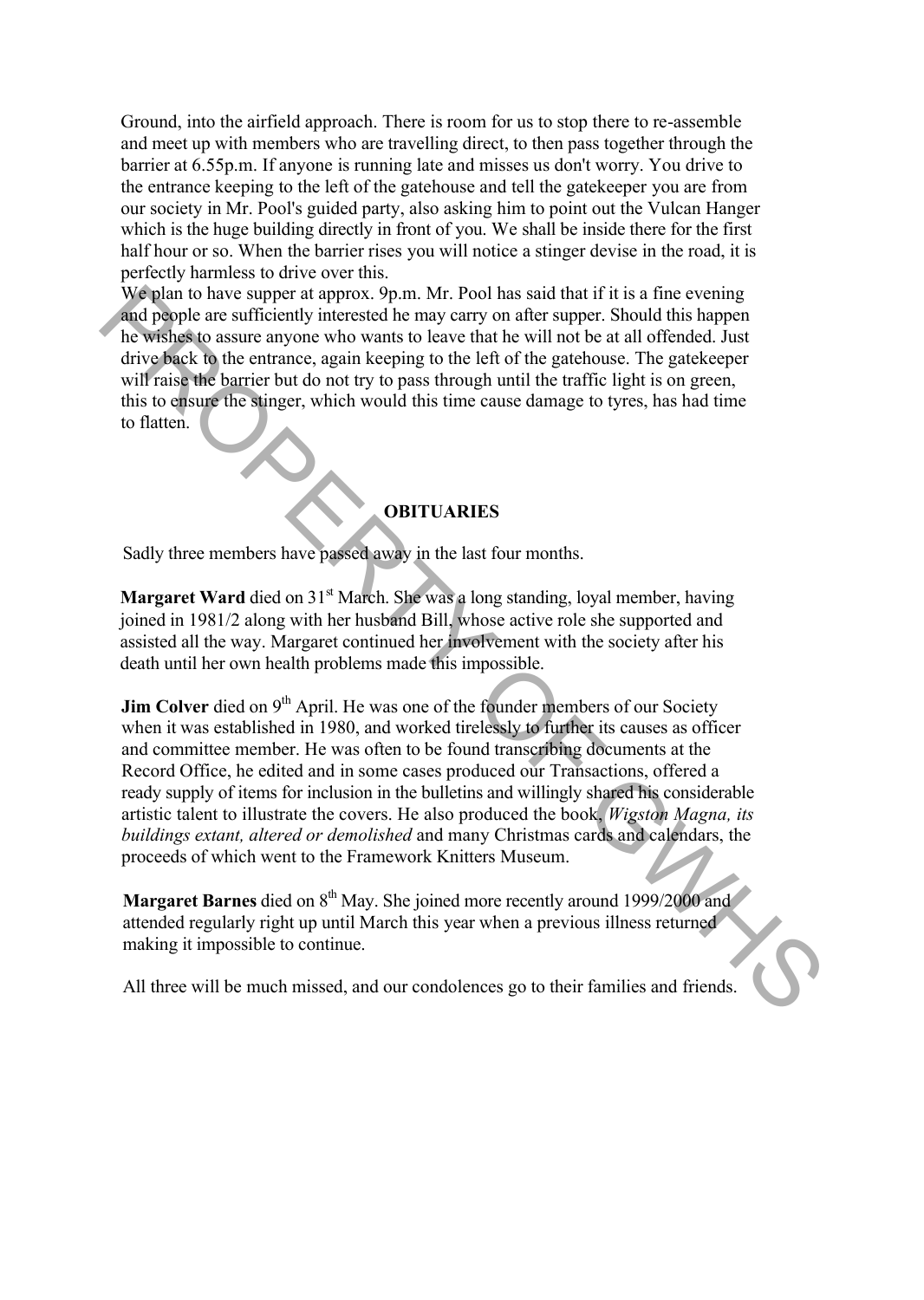Ground, into the airfield approach. There is room for us to stop there to re-assemble and meet up with members who are travelling direct, to then pass together through the barrier at 6.55p.m. If anyone is running late and misses us don't worry. You drive to the entrance keeping to the left of the gatehouse and tell the gatekeeper you are from our society in Mr. Pool's guided party, also asking him to point out the Vulcan Hanger which is the huge building directly in front of you. We shall be inside there for the first half hour or so. When the barrier rises you will notice a stinger devise in the road, it is perfectly harmless to drive over this.

We plan to have supper at approx. 9p.m. Mr. Pool has said that if it is a fine evening and people are sufficiently interested he may carry on after supper. Should this happen he wishes to assure anyone who wants to leave that he will not be at all offended. Just drive back to the entrance, again keeping to the left of the gatehouse. The gatekeeper will raise the barrier but do not try to pass through until the traffic light is on green, this to ensure the stinger, which would this time cause damage to tyres, has had time to flatten.

## OBITUARIES

Sadly three members have passed away in the last four months.

**Margaret Ward** died on 31st March. She was a long standing, loyal member, having joined in 1981/2 along with her husband Bill, whose active role she supported and assisted all the way. Margaret continued her involvement with the society after his death until her own health problems made this impossible.

**Jim Colver** died on 9th April. He was one of the founder members of our Society when it was established in 1980, and worked tirelessly to further its causes as officer and committee member. He was often to be found transcribing documents at the Record Office, he edited and in some cases produced our Transactions, offered a ready supply of items for inclusion in the bulletins and willingly shared his considerable artistic talent to illustrate the covers. He also produced the book, *Wigston Magna, its buildings extant, altered or demolished* and many Christmas cards and calendars, the proceeds of which went to the Framework Knitters Museum.

**Margaret Barnes** died on 8th May. She joined more recently around 1999/2000 and attended regularly right up until March this year when a previous illness returned making it impossible to continue.

All three will be much missed, and our condolences go to their families and friends.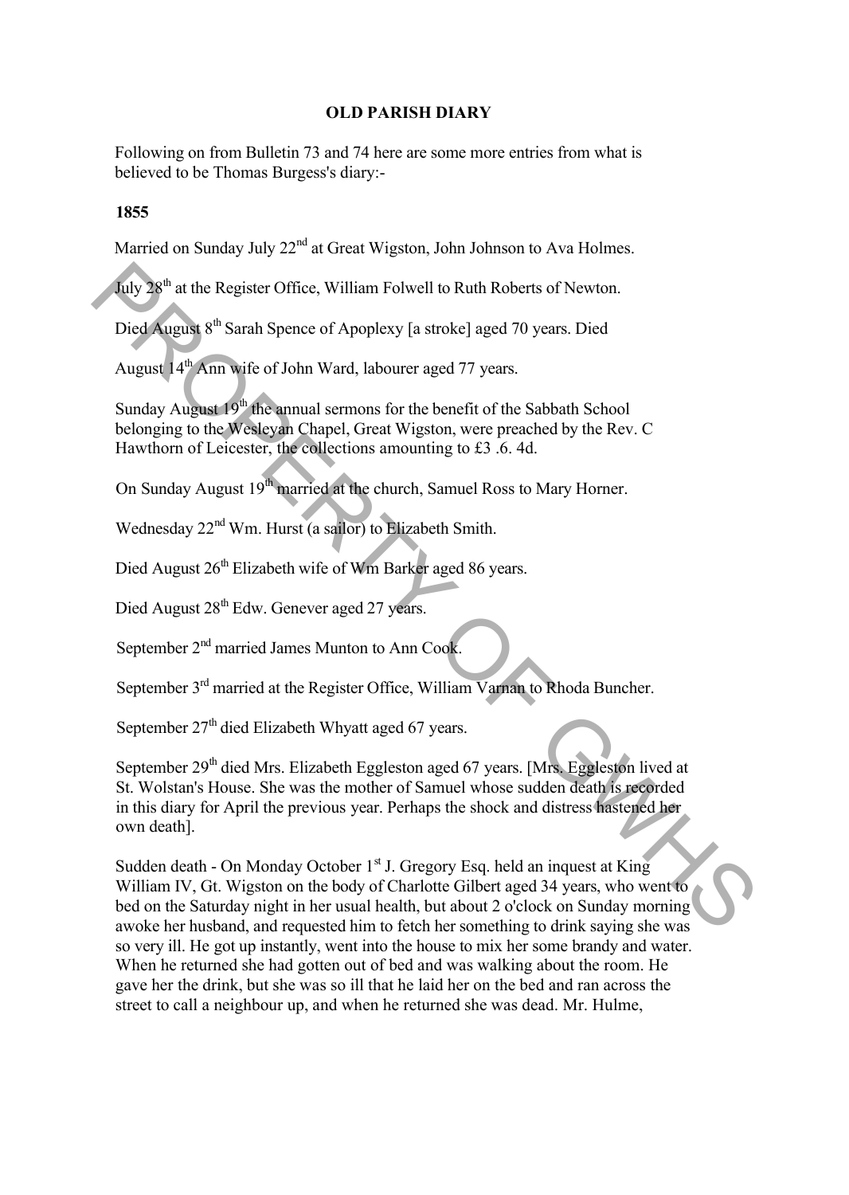## OLD PARISH DIARY

Following on from Bulletin 73 and 74 here are some more entries from what is believed to be Thomas Burgess's diary:-

**1855**

Married on Sunday July 22nd at Great Wigston, John Johnson to Ava Holmes.

July 28th at the Register Office, William Folwell to Ruth Roberts of Newton.

Died August 8th Sarah Spence of Apoplexy [a stroke] aged 70 years. Died

August 14th Ann wife of John Ward, labourer aged 77 years.

Sunday August 19th the annual sermons for the benefit of the Sabbath School belonging to the Wesleyan Chapel, Great Wigston, were preached by the Rev. C Hawthorn of Leicester, the collections amounting to £3 .6. 4d.

On Sunday August 19th married at the church, Samuel Ross to Mary Horner.

Wednesday 22nd Wm. Hurst (a sailor) to Elizabeth Smith.

Died August 26th Elizabeth wife of Wm Barker aged 86 years.

Died August 28th Edw. Genever aged 27 years.

September 2nd married James Munton to Ann Cook.

September 3rd married at the Register Office, William Varnan to Rhoda Buncher.

September 27th died Elizabeth Whyatt aged 67 years.

September 29th died Mrs. Elizabeth Eggleston aged 67 years. [Mrs. Eggleston lived at St. Wolstan's House. She was the mother of Samuel whose sudden death is recorded in this diary for April the previous year. Perhaps the shock and distress hastened her own death].

Sudden death - On Monday October 1st J. Gregory Esq. held an inquest at King William IV, Gt. Wigston on the body of Charlotte Gilbert aged 34 years, who went to bed on the Saturday night in her usual health, but about 2 o'clock on Sunday morning awoke her husband, and requested him to fetch her something to drink saying she was so very ill. He got up instantly, went into the house to mix her some brandy and water. When he returned she had gotten out of bed and was walking about the room. He gave her the drink, but she was so ill that he laid her on the bed and ran across the street to call a neighbour up, and when he returned she was dead. Mr. Hulme,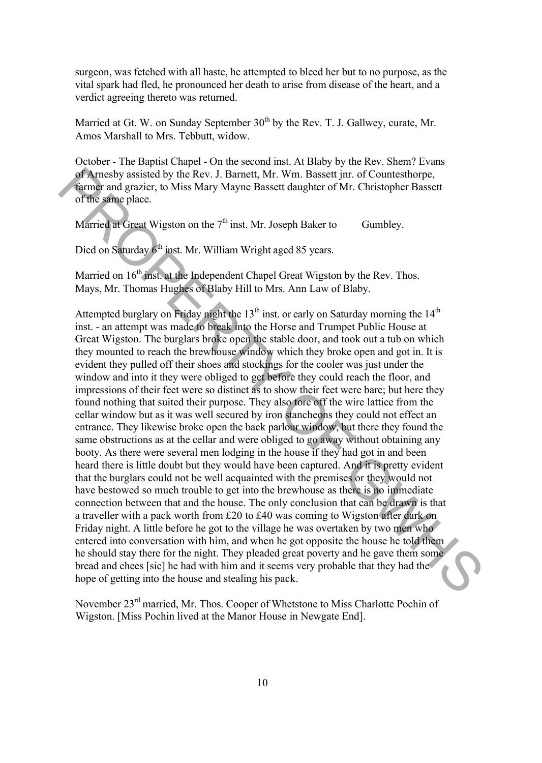surgeon, was fetched with all haste, he attempted to bleed her but to no purpose, as the vital spark had fled, he pronounced her death to arise from disease of the heart, and a verdict agreeing thereto was returned.

Married at Gt. W. on Sunday September 30th by the Rev. T. J. Gallwey, curate, Mr. Amos Marshall to Mrs. Tebbutt, widow.

October - The Baptist Chapel - On the second inst. At Blaby by the Rev. Shem? Evans of Arnesby assisted by the Rev. J. Barnett, Mr. Wm. Bassett jnr. of Countesthorpe, farmer and grazier, to Miss Mary Mayne Bassett daughter of Mr. Christopher Bassett of the same place.

Married at Great Wigston on the 7th inst. Mr. Joseph Baker to Gumbley.

Died on Saturday 6th inst. Mr. William Wright aged 85 years.

Married on 16th inst. at the Independent Chapel Great Wigston by the Rev. Thos. Mays, Mr. Thomas Hughes of Blaby Hill to Mrs. Ann Law of Blaby.

Attempted burglary on Friday night the 13th inst. or early on Saturday morning the 14th inst. - an attempt was made to break into the Horse and Trumpet Public House at Great Wigston. The burglars broke open the stable door, and took out a tub on which they mounted to reach the brewhouse window which they broke open and got in. It is evident they pulled off their shoes and stockings for the cooler was just under the window and into it they were obliged to get before they could reach the floor, and impressions of their feet were so distinct as to show their feet were bare; but here they found nothing that suited their purpose. They also tore off the wire lattice from the cellar window but as it was well secured by iron stancheons they could not effect an entrance. They likewise broke open the back parlour window, but there they found the same obstructions as at the cellar and were obliged to go away without obtaining any booty. As there were several men lodging in the house if they had got in and been heard there is little doubt but they would have been captured. And it is pretty evident that the burglars could not be well acquainted with the premises or they would not have bestowed so much trouble to get into the brewhouse as there is no immediate connection between that and the house. The only conclusion that can be drawn is that a traveller with a pack worth from £20 to £40 was coming to Wigston after dark on Friday night. A little before he got to the village he was overtaken by two men who entered into conversation with him, and when he got opposite the house he told them he should stay there for the night. They pleaded great poverty and he gave them some bread and chees [sic] he had with him and it seems very probable that they had the hope of getting into the house and stealing his pack.

November 23rd married, Mr. Thos. Cooper of Whetstone to Miss Charlotte Pochin of Wigston. [Miss Pochin lived at the Manor House in Newgate End].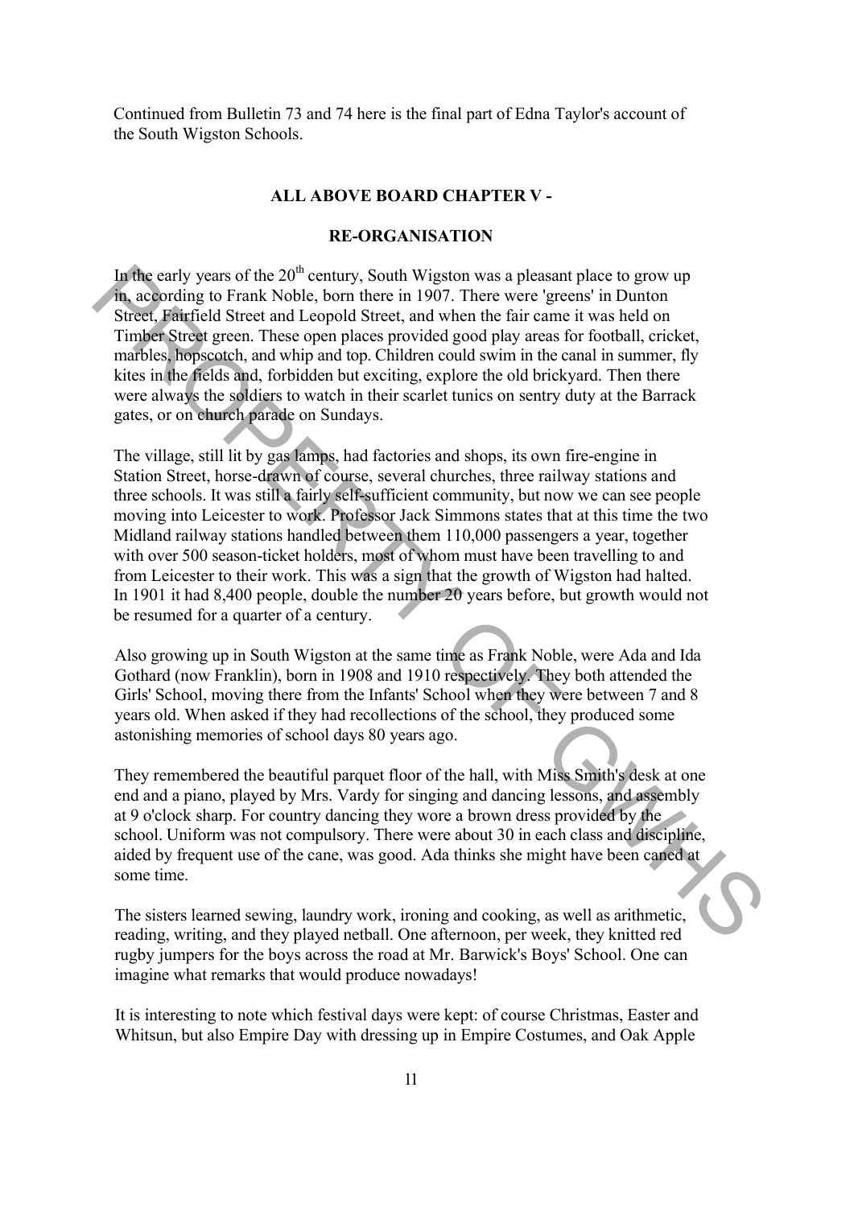Continued from Bulletin 73 and 74 here is the final part of Edna Taylor's account of the South Wigston Schools.

## ALL ABOVE BOARD CHAPTER V -

## RE-ORGANISATION

In the early years of the 20th century, South Wigston was a pleasant place to grow up in, according to Frank Noble, born there in 1907. There were 'greens' in Dunton Street, Fairfield Street and Leopold Street, and when the fair came it was held on Timber Street green. These open places provided good play areas for football, cricket, marbles, hopscotch, and whip and top. Children could swim in the canal in summer, fly kites in the fields and, forbidden but exciting, explore the old brickyard. Then there were always the soldiers to watch in their scarlet tunics on sentry duty at the Barrack gates, or on church parade on Sundays.

The village, still lit by gas lamps, had factories and shops, its own fire-engine in Station Street, horse-drawn of course, several churches, three railway stations and three schools. It was still a fairly self-sufficient community, but now we can see people moving into Leicester to work. Professor Jack Simmons states that at this time the two Midland railway stations handled between them 110,000 passengers a year, together with over 500 season-ticket holders, most of whom must have been travelling to and from Leicester to their work. This was a sign that the growth of Wigston had halted. In 1901 it had 8,400 people, double the number 20 years before, but growth would not be resumed for a quarter of a century.

Also growing up in South Wigston at the same time as Frank Noble, were Ada and Ida Gothard (now Franklin), born in 1908 and 1910 respectively. They both attended the Girls' School, moving there from the Infants' School when they were between 7 and 8 years old. When asked if they had recollections of the school, they produced some astonishing memories of school days 80 years ago.

They remembered the beautiful parquet floor of the hall, with Miss Smith's desk at one end and a piano, played by Mrs. Vardy for singing and dancing lessons, and assembly at 9 o'clock sharp. For country dancing they wore a brown dress provided by the school. Uniform was not compulsory. There were about 30 in each class and discipline, aided by frequent use of the cane, was good. Ada thinks she might have been caned at some time.

The sisters learned sewing, laundry work, ironing and cooking, as well as arithmetic, reading, writing, and they played netball. One afternoon, per week, they knitted red rugby jumpers for the boys across the road at Mr. Barwick's Boys' School. One can imagine what remarks that would produce nowadays!

It is interesting to note which festival days were kept: of course Christmas, Easter and Whitsun, but also Empire Day with dressing up in Empire Costumes, and Oak Apple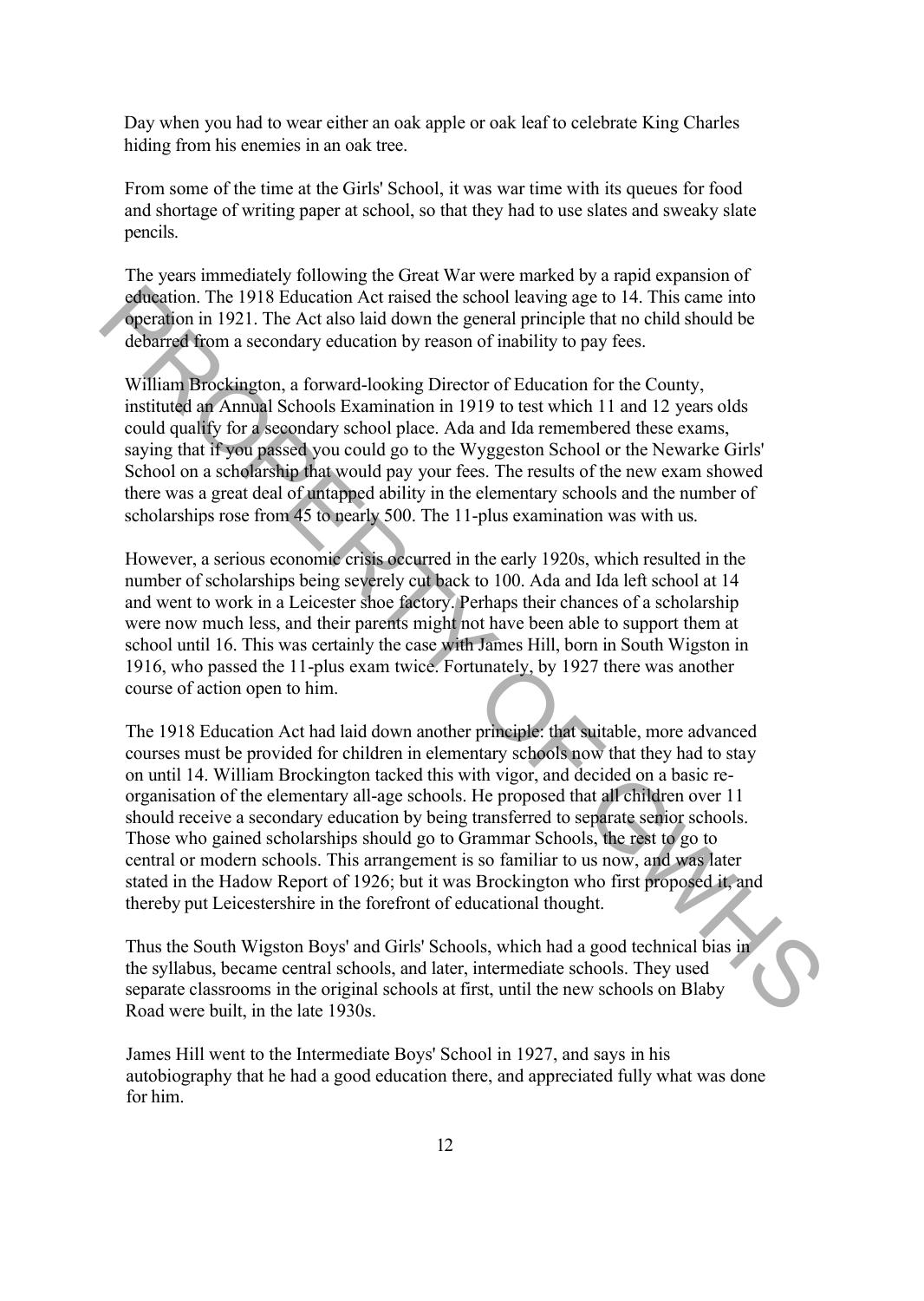Day when you had to wear either an oak apple or oak leaf to celebrate King Charles hiding from his enemies in an oak tree.

From some of the time at the Girls' School, it was war time with its queues for food and shortage of writing paper at school, so that they had to use slates and sweaky slate pencils.

The years immediately following the Great War were marked by a rapid expansion of education. The 1918 Education Act raised the school leaving age to 14. This came into operation in 1921. The Act also laid down the general principle that no child should be debarred from a secondary education by reason of inability to pay fees.

William Brockington, a forward-looking Director of Education for the County, instituted an Annual Schools Examination in 1919 to test which 11 and 12 years olds could qualify for a secondary school place. Ada and Ida remembered these exams, saying that if you passed you could go to the Wyggeston School or the Newarke Girls' School on a scholarship that would pay your fees. The results of the new exam showed there was a great deal of untapped ability in the elementary schools and the number of scholarships rose from 45 to nearly 500. The 11-plus examination was with us.

However, a serious economic crisis occurred in the early 1920s, which resulted in the number of scholarships being severely cut back to 100. Ada and Ida left school at 14 and went to work in a Leicester shoe factory. Perhaps their chances of a scholarship were now much less, and their parents might not have been able to support them at school until 16. This was certainly the case with James Hill, born in South Wigston in 1916, who passed the 11-plus exam twice. Fortunately, by 1927 there was another course of action open to him.

The 1918 Education Act had laid down another principle: that suitable, more advanced courses must be provided for children in elementary schools now that they had to stay on until 14. William Brockington tacked this with vigor, and decided on a basic re-organisation of the elementary all-age schools. He proposed that all children over 11 should receive a secondary education by being transferred to separate senior schools. Those who gained scholarships should go to Grammar Schools, the rest to go to central or modern schools. This arrangement is so familiar to us now, and was later stated in the Hadow Report of 1926; but it was Brockington who first proposed it, and thereby put Leicestershire in the forefront of educational thought.

Thus the South Wigston Boys' and Girls' Schools, which had a good technical bias in the syllabus, became central schools, and later, intermediate schools. They used separate classrooms in the original schools at first, until the new schools on Blaby Road were built, in the late 1930s.

James Hill went to the Intermediate Boys' School in 1927, and says in his autobiography that he had a good education there, and appreciated fully what was done for him.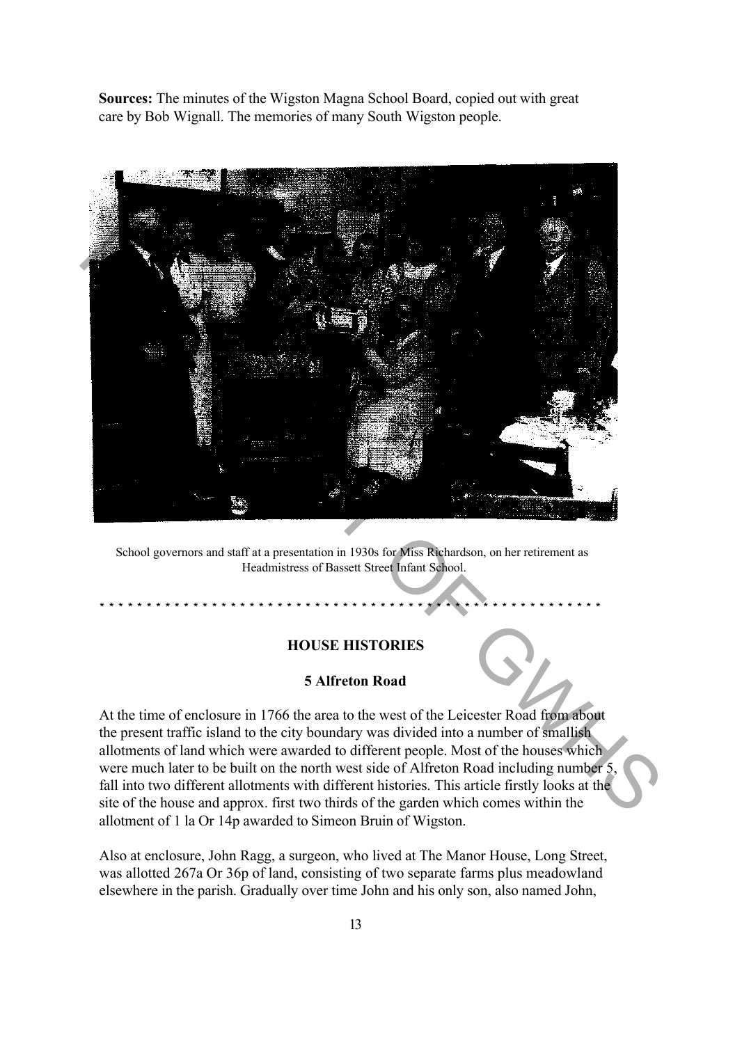**Sources:** The minutes of the Wigston Magna School Board, copied out with great care by Bob Wignall. The memories of many South Wigston people.

School governors and staff at a presentation in 1930s for Miss Richardson, on her retirement as Headmistress of Bassett Street Infant School.

\* \* \* \* \* \* \* \* \* \* \* \* \* \* \* \* \* \* \* \* \* \* \* \* \* \* \* \* \* \* \* \* \* \* \* \* \* \* \* \* \* \* \* \* \* \* \* \* \* \* \* \* \* \* \* \* \* \* \* \* \*

## HOUSE HISTORIES

### 5 Alfreton Road

At the time of enclosure in 1766 the area to the west of the Leicester Road from about the present traffic island to the city boundary was divided into a number of smallish allotments of land which were awarded to different people. Most of the houses which were much later to be built on the north west side of Alfreton Road including number 5, fall into two different allotments with different histories. This article firstly looks at the site of the house and approx. first two thirds of the garden which comes within the allotment of 1 la Or 14p awarded to Simeon Bruin of Wigston.

Also at enclosure, John Ragg, a surgeon, who lived at The Manor House, Long Street, was allotted 267a Or 36p of land, consisting of two separate farms plus meadowland elsewhere in the parish. Gradually over time John and his only son, also named John,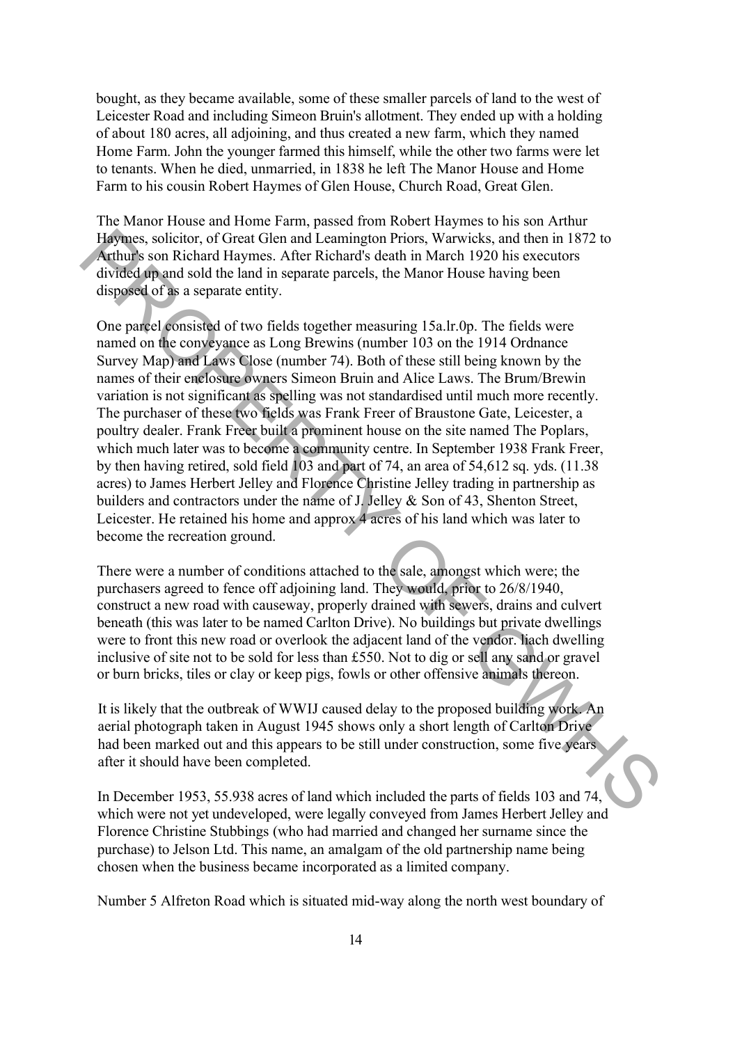bought, as they became available, some of these smaller parcels of land to the west of Leicester Road and including Simeon Bruin's allotment. They ended up with a holding of about 180 acres, all adjoining, and thus created a new farm, which they named Home Farm. John the younger farmed this himself, while the other two farms were let to tenants. When he died, unmarried, in 1838 he left The Manor House and Home Farm to his cousin Robert Haymes of Glen House, Church Road, Great Glen.

The Manor House and Home Farm, passed from Robert Haymes to his son Arthur Haymes, solicitor, of Great Glen and Leamington Priors, Warwicks, and then in 1872 to Arthur's son Richard Haymes. After Richard's death in March 1920 his executors divided up and sold the land in separate parcels, the Manor House having been disposed of as a separate entity.

One parcel consisted of two fields together measuring 15a.lr.0p. The fields were named on the conveyance as Long Brewins (number 103 on the 1914 Ordnance Survey Map) and Laws Close (number 74). Both of these still being known by the names of their enclosure owners Simeon Bruin and Alice Laws. The Brum/Brewin variation is not significant as spelling was not standardised until much more recently. The purchaser of these two fields was Frank Freer of Braustone Gate, Leicester, a poultry dealer. Frank Freer built a prominent house on the site named The Poplars, which much later was to become a community centre. In September 1938 Frank Freer, by then having retired, sold field 103 and part of 74, an area of 54,612 sq. yds. (11.38 acres) to James Herbert Jelley and Florence Christine Jelley trading in partnership as builders and contractors under the name of J. Jelley & Son of 43, Shenton Street, Leicester. He retained his home and approx 4 acres of his land which was later to become the recreation ground.

There were a number of conditions attached to the sale, amongst which were; the purchasers agreed to fence off adjoining land. They would, prior to 26/8/1940, construct a new road with causeway, properly drained with sewers, drains and culvert beneath (this was later to be named Carlton Drive). No buildings but private dwellings were to front this new road or overlook the adjacent land of the vendor. Each dwelling inclusive of site not to be sold for less than £550. Not to dig or sell any sand or gravel or burn bricks, tiles or clay or keep pigs, fowls or other offensive animals thereon.

It is likely that the outbreak of WWII caused delay to the proposed building work. An aerial photograph taken in August 1945 shows only a short length of Carlton Drive had been marked out and this appears to be still under construction, some five years after it should have been completed.

In December 1953, 55.938 acres of land which included the parts of fields 103 and 74, which were not yet undeveloped, were legally conveyed from James Herbert Jelley and Florence Christine Stubbings (who had married and changed her surname since the purchase) to Jelson Ltd. This name, an amalgam of the old partnership name being chosen when the business became incorporated as a limited company.

Number 5 Alfreton Road which is situated mid-way along the north west boundary of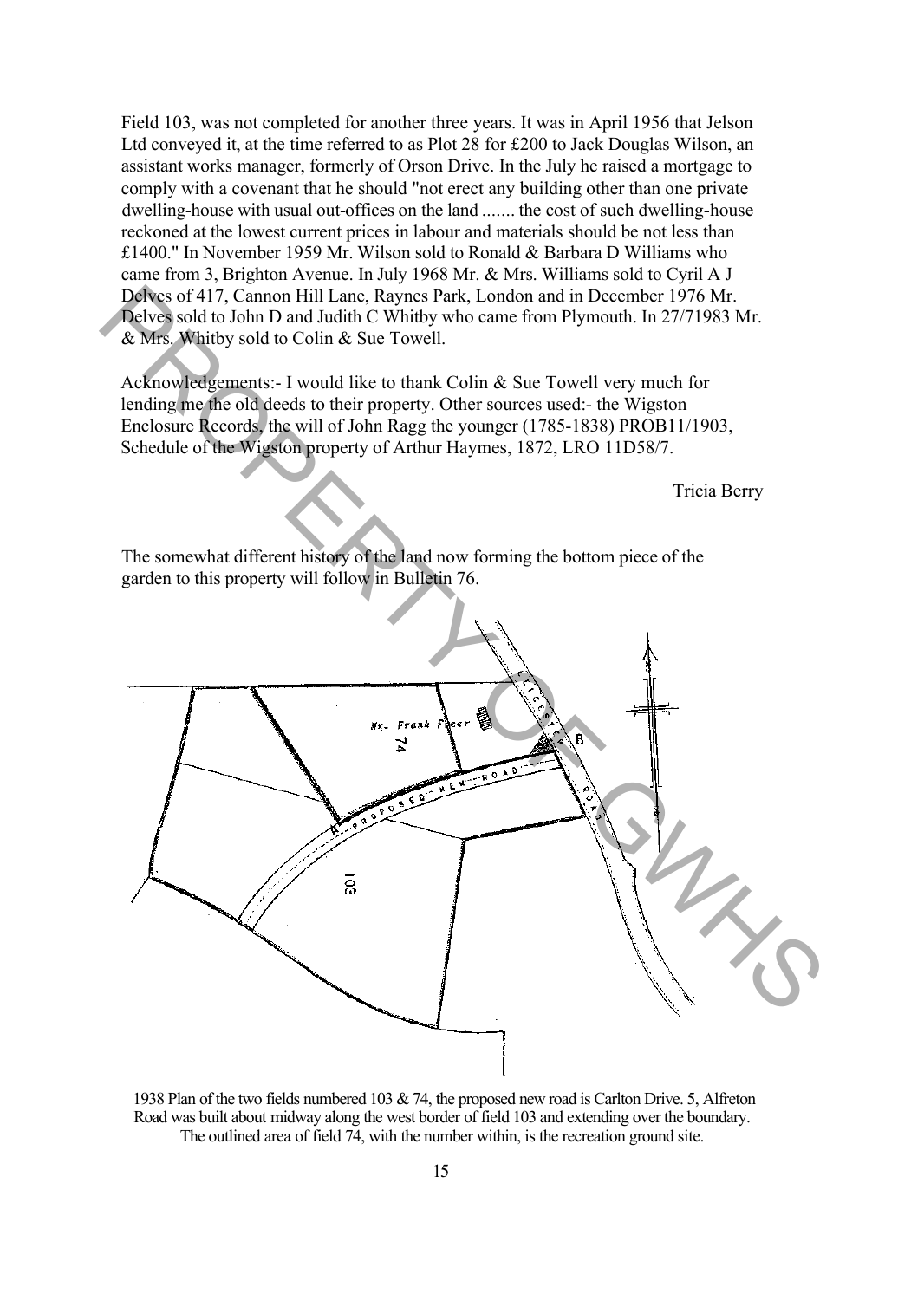Field 103, was not completed for another three years. It was in April 1956 that Jelson Ltd conveyed it, at the time referred to as Plot 28 for £200 to Jack Douglas Wilson, an assistant works manager, formerly of Orson Drive. In the July he raised a mortgage to comply with a covenant that he should "not erect any building other than one private dwelling-house with usual out-offices on the land ....... the cost of such dwelling-house reckoned at the lowest current prices in labour and materials should be not less than £1400." In November 1959 Mr. Wilson sold to Ronald & Barbara D Williams who came from 3, Brighton Avenue. In July 1968 Mr. & Mrs. Williams sold to Cyril A J Delves of 417, Cannon Hill Lane, Raynes Park, London and in December 1976 Mr. Delves sold to John D and Judith C Whitby who came from Plymouth. In 27/71983 Mr. & Mrs. Whitby sold to Colin & Sue Towell.

Acknowledgements:- I would like to thank Colin & Sue Towell very much for lending me the old deeds to their property. Other sources used:- the Wigston Enclosure Records, the will of John Ragg the younger (1785-1838) PROB11/1903, Schedule of the Wigston property of Arthur Haymes, 1872, LRO 11D58/7.

Tricia Berry

The somewhat different history of the land now forming the bottom piece of the garden to this property will follow in Bulletin 76.

Mr. Frank Facer

74

B

PROPOSED NEW ROAD

LEICESTER ROAD

103

1938 Plan of the two fields numbered 103 & 74, the proposed new road is Carlton Drive. 5, Alfreton Road was built about midway along the west border of field 103 and extending over the boundary. The outlined area of field 74, with the number within, is the recreation ground site.